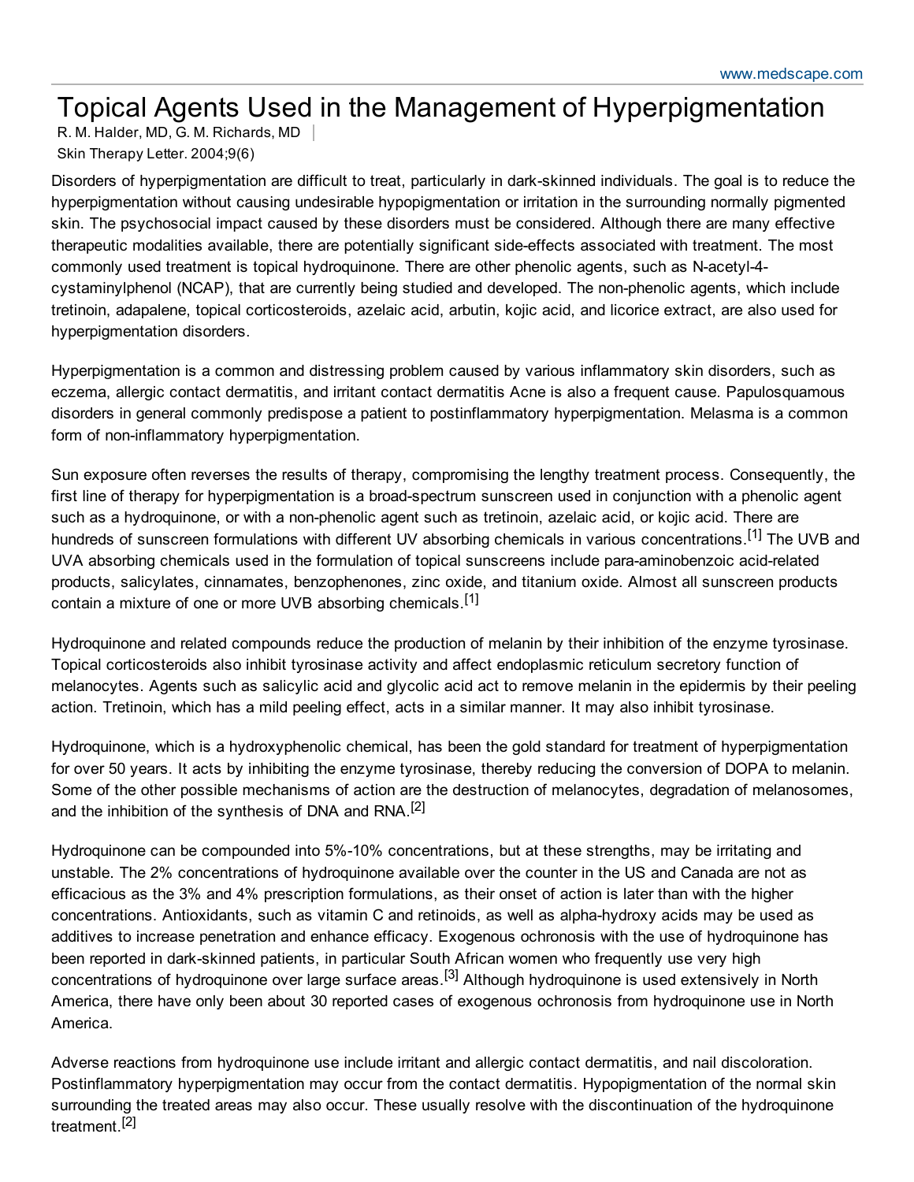# Topical Agents Used in the Management of Hyperpigmentation

R. M. Halder, MD, G. M. Richards, MD

Skin Therapy Letter. 2004;9(6)

Disorders of hyperpigmentation are difficult to treat, particularly in dark-skinned individuals. The goal is to reduce the hyperpigmentation without causing undesirable hypopigmentation or irritation in the surrounding normally pigmented skin. The psychosocial impact caused by these disorders must be considered. Although there are many effective therapeutic modalities available, there are potentially significant side-effects associated with treatment. The most commonly used treatment is topical hydroquinone. There are other phenolic agents, such as N-acetyl-4-cystaminylphenol (NCAP), that are currently being studied and developed. The non-phenolic agents, which include tretinoin, adapalene, topical corticosteroids, azelaic acid, arbutin, kojic acid, and licorice extract, are also used for hyperpigmentation disorders.

Hyperpigmentation is a common and distressing problem caused by various inflammatory skin disorders, such as eczema, allergic contact dermatitis, and irritant contact dermatitis Acne is also a frequent cause. Papulosquamous disorders in general commonly predispose a patient to postinflammatory hyperpigmentation. Melasma is a common form of non-inflammatory hyperpigmentation.

Sun exposure often reverses the results of therapy, compromising the lengthy treatment process. Consequently, the first line of therapy for hyperpigmentation is a broad-spectrum sunscreen used in conjunction with a phenolic agent such as a hydroquinone, or with a non-phenolic agent such as tretinoin, azelaic acid, or kojic acid. There are hundreds of sunscreen formulations with different UV absorbing chemicals in various concentrations.[1] The UVB and UVA absorbing chemicals used in the formulation of topical sunscreens include para-aminobenzoic acid-related products, salicylates, cinnamates, benzophenones, zinc oxide, and titanium oxide. Almost all sunscreen products contain a mixture of one or more UVB absorbing chemicals.[1]

Hydroquinone and related compounds reduce the production of melanin by their inhibition of the enzyme tyrosinase. Topical corticosteroids also inhibit tyrosinase activity and affect endoplasmic reticulum secretory function of melanocytes. Agents such as salicylic acid and glycolic acid act to remove melanin in the epidermis by their peeling action. Tretinoin, which has a mild peeling effect, acts in a similar manner. It may also inhibit tyrosinase.

Hydroquinone, which is a hydroxyphenolic chemical, has been the gold standard for treatment of hyperpigmentation for over 50 years. It acts by inhibiting the enzyme tyrosinase, thereby reducing the conversion of DOPA to melanin. Some of the other possible mechanisms of action are the destruction of melanocytes, degradation of melanosomes, and the inhibition of the synthesis of DNA and RNA.[2]

Hydroquinone can be compounded into 5%-10% concentrations, but at these strengths, may be irritating and unstable. The 2% concentrations of hydroquinone available over the counter in the US and Canada are not as efficacious as the 3% and 4% prescription formulations, as their onset of action is later than with the higher concentrations. Antioxidants, such as vitamin C and retinoids, as well as alpha-hydroxy acids may be used as additives to increase penetration and enhance efficacy. Exogenous ochronosis with the use of hydroquinone has been reported in dark-skinned patients, in particular South African women who frequently use very high concentrations of hydroquinone over large surface areas.[3] Although hydroquinone is used extensively in North America, there have only been about 30 reported cases of exogenous ochronosis from hydroquinone use in North America.

Adverse reactions from hydroquinone use include irritant and allergic contact dermatitis, and nail discoloration. Postinflammatory hyperpigmentation may occur from the contact dermatitis. Hypopigmentation of the normal skin surrounding the treated areas may also occur. These usually resolve with the discontinuation of the hydroquinone treatment.[2]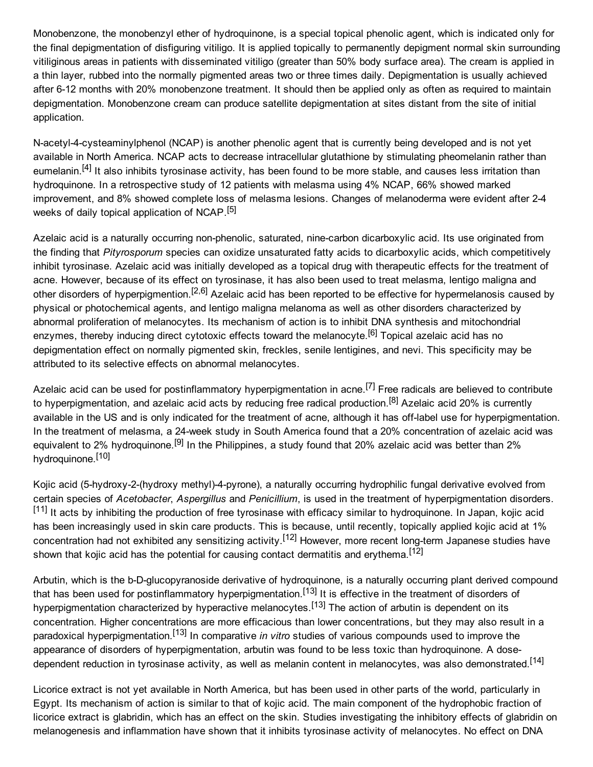Monobenzone, the monobenzyl ether of hydroquinone, is a special topical phenolic agent, which is indicated only for the final depigmentation of disfiguring vitiligo. It is applied topically to permanently depigment normal skin surrounding vitiliginous areas in patients with disseminated vitiligo (greater than 50% body surface area). The cream is applied in a thin layer, rubbed into the normally pigmented areas two or three times daily. Depigmentation is usually achieved after 6-12 months with 20% monobenzone treatment. It should then be applied only as often as required to maintain depigmentation. Monobenzone cream can produce satellite depigmentation at sites distant from the site of initial application.

N-acetyl-4-cysteaminylphenol (NCAP) is another phenolic agent that is currently being developed and is not yet available in North America. NCAP acts to decrease intracellular glutathione by stimulating pheomelanin rather than eumelanin.[4] It also inhibits tyrosinase activity, has been found to be more stable, and causes less irritation than hydroquinone. In a retrospective study of 12 patients with melasma using 4% NCAP, 66% showed marked improvement, and 8% showed complete loss of melasma lesions. Changes of melanoderma were evident after 2-4 weeks of daily topical application of NCAP.[5]

Azelaic acid is a naturally occurring non-phenolic, saturated, nine-carbon dicarboxylic acid. Its use originated from the finding that *Pityrosporum* species can oxidize unsaturated fatty acids to dicarboxylic acids, which competitively inhibit tyrosinase. Azelaic acid was initially developed as a topical drug with therapeutic effects for the treatment of acne. However, because of its effect on tyrosinase, it has also been used to treat melasma, lentigo maligna and other disorders of hyperpigmention.[2,6] Azelaic acid has been reported to be effective for hypermelanosis caused by physical or photochemical agents, and lentigo maligna melanoma as well as other disorders characterized by abnormal proliferation of melanocytes. Its mechanism of action is to inhibit DNA synthesis and mitochondrial enzymes, thereby inducing direct cytotoxic effects toward the melanocyte.[6] Topical azelaic acid has no depigmentation effect on normally pigmented skin, freckles, senile lentigines, and nevi. This specificity may be attributed to its selective effects on abnormal melanocytes.

Azelaic acid can be used for postinflammatory hyperpigmentation in acne.[7] Free radicals are believed to contribute to hyperpigmentation, and azelaic acid acts by reducing free radical production.[8] Azelaic acid 20% is currently available in the US and is only indicated for the treatment of acne, although it has off-label use for hyperpigmentation. In the treatment of melasma, a 24-week study in South America found that a 20% concentration of azelaic acid was equivalent to 2% hydroquinone.[9] In the Philippines, a study found that 20% azelaic acid was better than 2% hydroquinone.[10]

Kojic acid (5-hydroxy-2-(hydroxy methyl)-4-pyrone), a naturally occurring hydrophilic fungal derivative evolved from certain species of *Acetobacter*, *Aspergillus* and *Penicillium*, is used in the treatment of hyperpigmentation disorders.[11] It acts by inhibiting the production of free tyrosinase with efficacy similar to hydroquinone. In Japan, kojic acid has been increasingly used in skin care products. This is because, until recently, topically applied kojic acid at 1% concentration had not exhibited any sensitizing activity.[12] However, more recent long-term Japanese studies have shown that kojic acid has the potential for causing contact dermatitis and erythema.[12]

Arbutin, which is the b-D-glucopyranoside derivative of hydroquinone, is a naturally occurring plant derived compound that has been used for postinflammatory hyperpigmentation.[13] It is effective in the treatment of disorders of hyperpigmentation characterized by hyperactive melanocytes.[13] The action of arbutin is dependent on its concentration. Higher concentrations are more efficacious than lower concentrations, but they may also result in a paradoxical hyperpigmentation.[13] In comparative *in vitro* studies of various compounds used to improve the appearance of disorders of hyperpigmentation, arbutin was found to be less toxic than hydroquinone. A dose-dependent reduction in tyrosinase activity, as well as melanin content in melanocytes, was also demonstrated.[14]

Licorice extract is not yet available in North America, but has been used in other parts of the world, particularly in Egypt. Its mechanism of action is similar to that of kojic acid. The main component of the hydrophobic fraction of licorice extract is glabridin, which has an effect on the skin. Studies investigating the inhibitory effects of glabridin on melanogenesis and inflammation have shown that it inhibits tyrosinase activity of melanocytes. No effect on DNA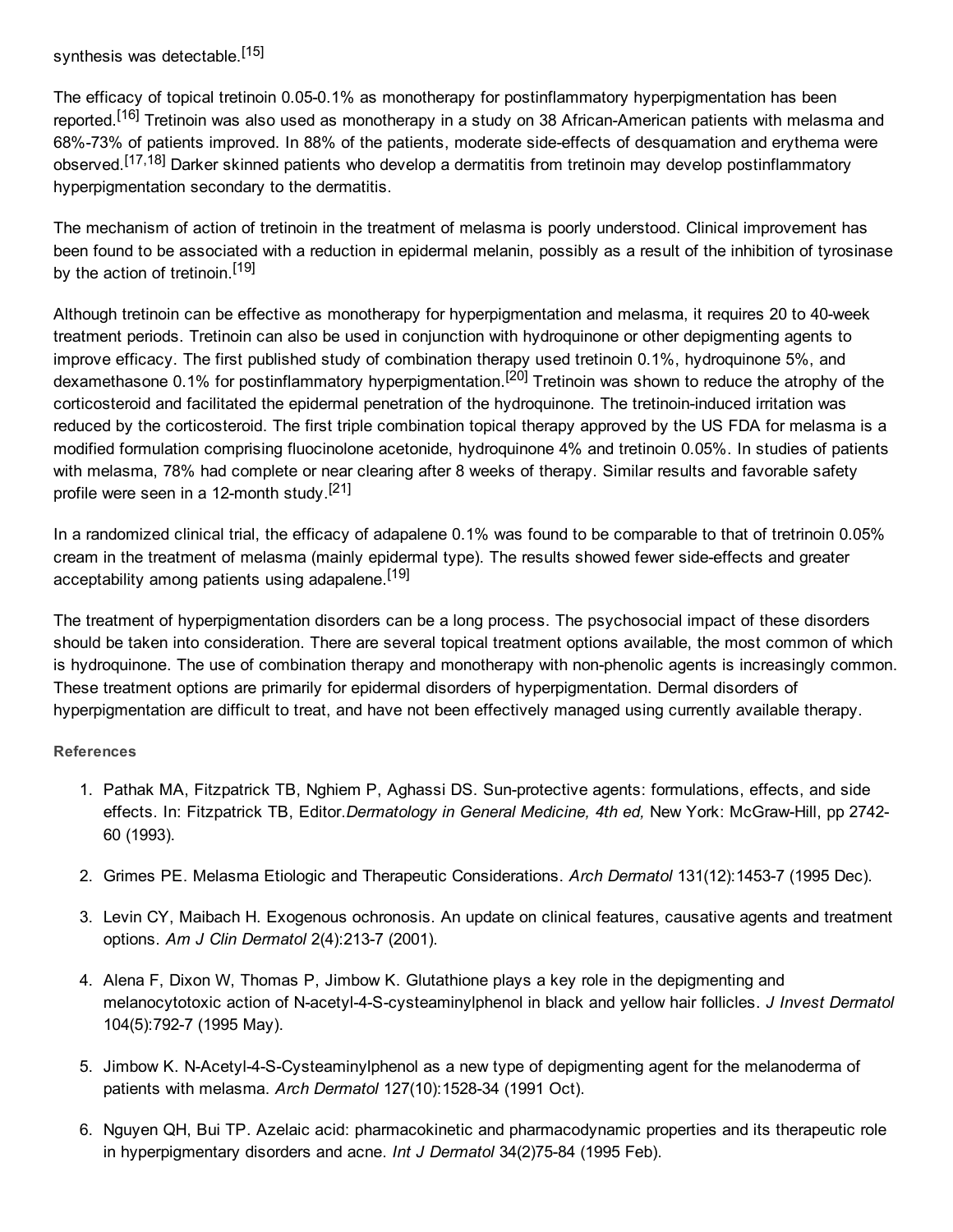synthesis was detectable.[15]

The efficacy of topical tretinoin 0.05-0.1% as monotherapy for postinflammatory hyperpigmentation has been reported.[16] Tretinoin was also used as monotherapy in a study on 38 African-American patients with melasma and 68%-73% of patients improved. In 88% of the patients, moderate side-effects of desquamation and erythema were observed.[17,18] Darker skinned patients who develop a dermatitis from tretinoin may develop postinflammatory hyperpigmentation secondary to the dermatitis.

The mechanism of action of tretinoin in the treatment of melasma is poorly understood. Clinical improvement has been found to be associated with a reduction in epidermal melanin, possibly as a result of the inhibition of tyrosinase by the action of tretinoin.[19]

Although tretinoin can be effective as monotherapy for hyperpigmentation and melasma, it requires 20 to 40-week treatment periods. Tretinoin can also be used in conjunction with hydroquinone or other depigmenting agents to improve efficacy. The first published study of combination therapy used tretinoin 0.1%, hydroquinone 5%, and dexamethasone 0.1% for postinflammatory hyperpigmentation.[20] Tretinoin was shown to reduce the atrophy of the corticosteroid and facilitated the epidermal penetration of the hydroquinone. The tretinoin-induced irritation was reduced by the corticosteroid. The first triple combination topical therapy approved by the US FDA for melasma is a modified formulation comprising fluocinolone acetonide, hydroquinone 4% and tretinoin 0.05%. In studies of patients with melasma, 78% had complete or near clearing after 8 weeks of therapy. Similar results and favorable safety profile were seen in a 12-month study.[21]

In a randomized clinical trial, the efficacy of adapalene 0.1% was found to be comparable to that of tretrinoin 0.05% cream in the treatment of melasma (mainly epidermal type). The results showed fewer side-effects and greater acceptability among patients using adapalene.[19]

The treatment of hyperpigmentation disorders can be a long process. The psychosocial impact of these disorders should be taken into consideration. There are several topical treatment options available, the most common of which is hydroquinone. The use of combination therapy and monotherapy with non-phenolic agents is increasingly common. These treatment options are primarily for epidermal disorders of hyperpigmentation. Dermal disorders of hyperpigmentation are difficult to treat, and have not been effectively managed using currently available therapy.

#### References

1. Pathak MA, Fitzpatrick TB, Nghiem P, Aghassi DS. Sun-protective agents: formulations, effects, and side effects. In: Fitzpatrick TB, Editor.*Dermatology in General Medicine, 4th ed,* New York: McGraw-Hill, pp 2742-60 (1993).
2. Grimes PE. Melasma Etiologic and Therapeutic Considerations. *Arch Dermatol* 131(12):1453-7 (1995 Dec).
3. Levin CY, Maibach H. Exogenous ochronosis. An update on clinical features, causative agents and treatment options. *Am J Clin Dermatol* 2(4):213-7 (2001).
4. Alena F, Dixon W, Thomas P, Jimbow K. Glutathione plays a key role in the depigmenting and melanocytotoxic action of N-acetyl-4-S-cysteaminylphenol in black and yellow hair follicles. *J Invest Dermatol* 104(5):792-7 (1995 May).
5. Jimbow K. N-Acetyl-4-S-Cysteaminylphenol as a new type of depigmenting agent for the melanoderma of patients with melasma. *Arch Dermatol* 127(10):1528-34 (1991 Oct).
6. Nguyen QH, Bui TP. Azelaic acid: pharmacokinetic and pharmacodynamic properties and its therapeutic role in hyperpigmentary disorders and acne. *Int J Dermatol* 34(2)75-84 (1995 Feb).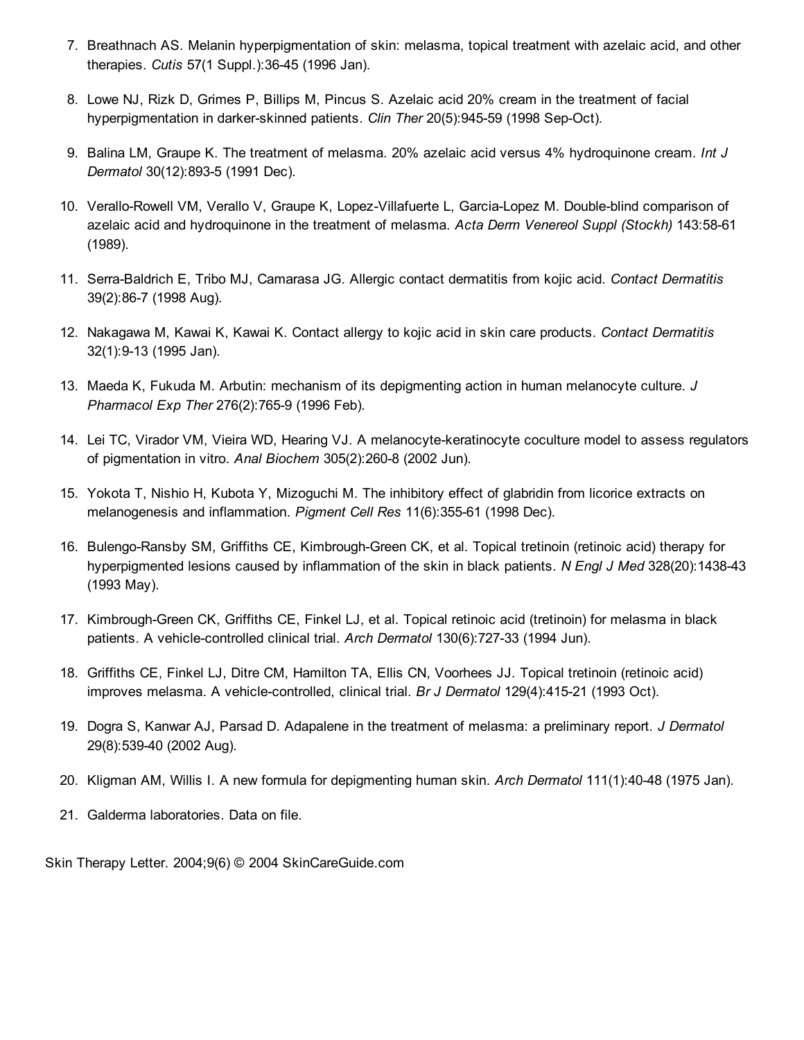7. Breathnach AS. Melanin hyperpigmentation of skin: melasma, topical treatment with azelaic acid, and other therapies. *Cutis* 57(1 Suppl.):36-45 (1996 Jan).

8. Lowe NJ, Rizk D, Grimes P, Billips M, Pincus S. Azelaic acid 20% cream in the treatment of facial hyperpigmentation in darker-skinned patients. *Clin Ther* 20(5):945-59 (1998 Sep-Oct).

9. Balina LM, Graupe K. The treatment of melasma. 20% azelaic acid versus 4% hydroquinone cream. *Int J Dermatol* 30(12):893-5 (1991 Dec).

10. Verallo-Rowell VM, Verallo V, Graupe K, Lopez-Villafuerte L, Garcia-Lopez M. Double-blind comparison of azelaic acid and hydroquinone in the treatment of melasma. *Acta Derm Venereol Suppl (Stockh)* 143:58-61 (1989).

11. Serra-Baldrich E, Tribo MJ, Camarasa JG. Allergic contact dermatitis from kojic acid. *Contact Dermatitis* 39(2):86-7 (1998 Aug).

12. Nakagawa M, Kawai K, Kawai K. Contact allergy to kojic acid in skin care products. *Contact Dermatitis* 32(1):9-13 (1995 Jan).

13. Maeda K, Fukuda M. Arbutin: mechanism of its depigmenting action in human melanocyte culture. *J Pharmacol Exp Ther* 276(2):765-9 (1996 Feb).

14. Lei TC, Virador VM, Vieira WD, Hearing VJ. A melanocyte-keratinocyte coculture model to assess regulators of pigmentation in vitro. *Anal Biochem* 305(2):260-8 (2002 Jun).

15. Yokota T, Nishio H, Kubota Y, Mizoguchi M. The inhibitory effect of glabridin from licorice extracts on melanogenesis and inflammation. *Pigment Cell Res* 11(6):355-61 (1998 Dec).

16. Bulengo-Ransby SM, Griffiths CE, Kimbrough-Green CK, et al. Topical tretinoin (retinoic acid) therapy for hyperpigmented lesions caused by inflammation of the skin in black patients. *N Engl J Med* 328(20):1438-43 (1993 May).

17. Kimbrough-Green CK, Griffiths CE, Finkel LJ, et al. Topical retinoic acid (tretinoin) for melasma in black patients. A vehicle-controlled clinical trial. *Arch Dermatol* 130(6):727-33 (1994 Jun).

18. Griffiths CE, Finkel LJ, Ditre CM, Hamilton TA, Ellis CN, Voorhees JJ. Topical tretinoin (retinoic acid) improves melasma. A vehicle-controlled, clinical trial. *Br J Dermatol* 129(4):415-21 (1993 Oct).

19. Dogra S, Kanwar AJ, Parsad D. Adapalene in the treatment of melasma: a preliminary report. *J Dermatol* 29(8):539-40 (2002 Aug).

20. Kligman AM, Willis I. A new formula for depigmenting human skin. *Arch Dermatol* 111(1):40-48 (1975 Jan).

21. Galderma laboratories. Data on file.

Skin Therapy Letter. 2004;9(6) © 2004 SkinCareGuide.com